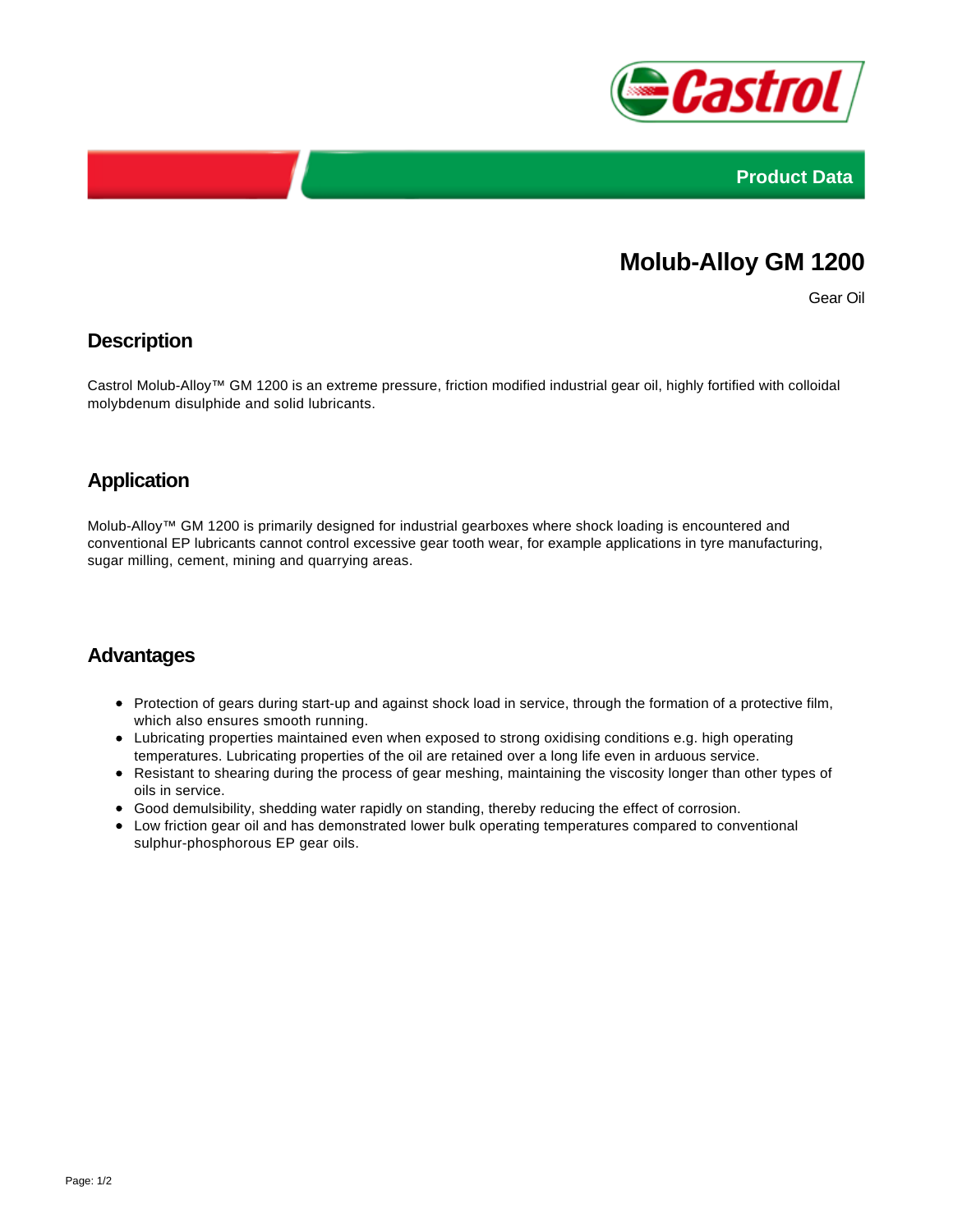Product Data

# Molub-Alloy GM 1200

Gear Oil

## Description

Castrol Molub-Alloy™ GM 1200 is an extreme pressure, friction modified industrial gear oil, highly fortified with colloidal molybdenum disulphide and solid lubricants.

## Application

Molub-Alloy™ GM 1200 is primarily designed for industrial gearboxes where shock loading is encountered and conventional EP lubricants cannot control excessive gear tooth wear, for example applications in tyre manufacturing, sugar milling, cement, mining and quarrying areas.

## Advantages

- Protection of gears during start-up and against shock load in service, through the formation of a protective film, which also ensures smooth running.
- Lubricating properties maintained even when exposed to strong oxidising conditions e.g. high operating temperatures. Lubricating properties of the oil are retained over a long life even in arduous service.
- Resistant to shearing during the process of gear meshing, maintaining the viscosity longer than other types of oils in service.
- Good demulsibility, shedding water rapidly on standing, thereby reducing the effect of corrosion.
- Low friction gear oil and has demonstrated lower bulk operating temperatures compared to conventional sulphur-phosphorous EP gear oils.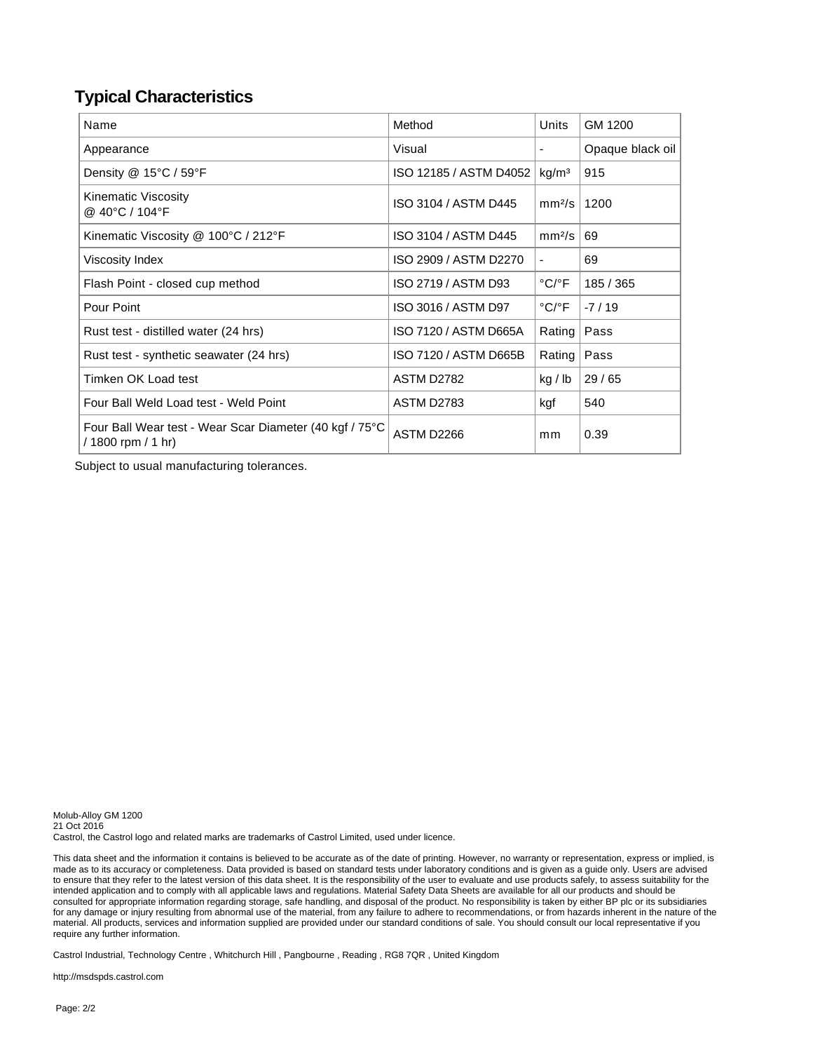## Typical Characteristics

| Name | Method | Units | GM 1200 |
|---|---|---|---|
| Appearance | Visual | - | Opaque black oil |
| Density @ 15°C / 59°F | ISO 12185 / ASTM D4052 | kg/m³ | 915 |
| Kinematic Viscosity @ 40°C / 104°F | ISO 3104 / ASTM D445 | mm²/s | 1200 |
| Kinematic Viscosity @ 100°C / 212°F | ISO 3104 / ASTM D445 | mm²/s | 69 |
| Viscosity Index | ISO 2909 / ASTM D2270 | - | 69 |
| Flash Point - closed cup method | ISO 2719 / ASTM D93 | °C/°F | 185 / 365 |
| Pour Point | ISO 3016 / ASTM D97 | °C/°F | -7 / 19 |
| Rust test - distilled water (24 hrs) | ISO 7120 / ASTM D665A | Rating | Pass |
| Rust test - synthetic seawater (24 hrs) | ISO 7120 / ASTM D665B | Rating | Pass |
| Timken OK Load test | ASTM D2782 | kg / lb | 29 / 65 |
| Four Ball Weld Load test - Weld Point | ASTM D2783 | kgf | 540 |
| Four Ball Wear test - Wear Scar Diameter (40 kgf / 75°C / 1800 rpm / 1 hr) | ASTM D2266 | mm | 0.39 |

Subject to usual manufacturing tolerances.

Molub-Alloy GM 1200
21 Oct 2016
Castrol, the Castrol logo and related marks are trademarks of Castrol Limited, used under licence.

This data sheet and the information it contains is believed to be accurate as of the date of printing. However, no warranty or representation, express or implied, is made as to its accuracy or completeness. Data provided is based on standard tests under laboratory conditions and is given as a guide only. Users are advised to ensure that they refer to the latest version of this data sheet. It is the responsibility of the user to evaluate and use products safely, to assess suitability for the intended application and to comply with all applicable laws and regulations. Material Safety Data Sheets are available for all our products and should be consulted for appropriate information regarding storage, safe handling, and disposal of the product. No responsibility is taken by either BP plc or its subsidiaries for any damage or injury resulting from abnormal use of the material, from any failure to adhere to recommendations, or from hazards inherent in the nature of the material. All products, services and information supplied are provided under our standard conditions of sale. You should consult our local representative if you require any further information.

Castrol Industrial, Technology Centre , Whitchurch Hill , Pangbourne , Reading , RG8 7QR , United Kingdom

http://msdspds.castrol.com